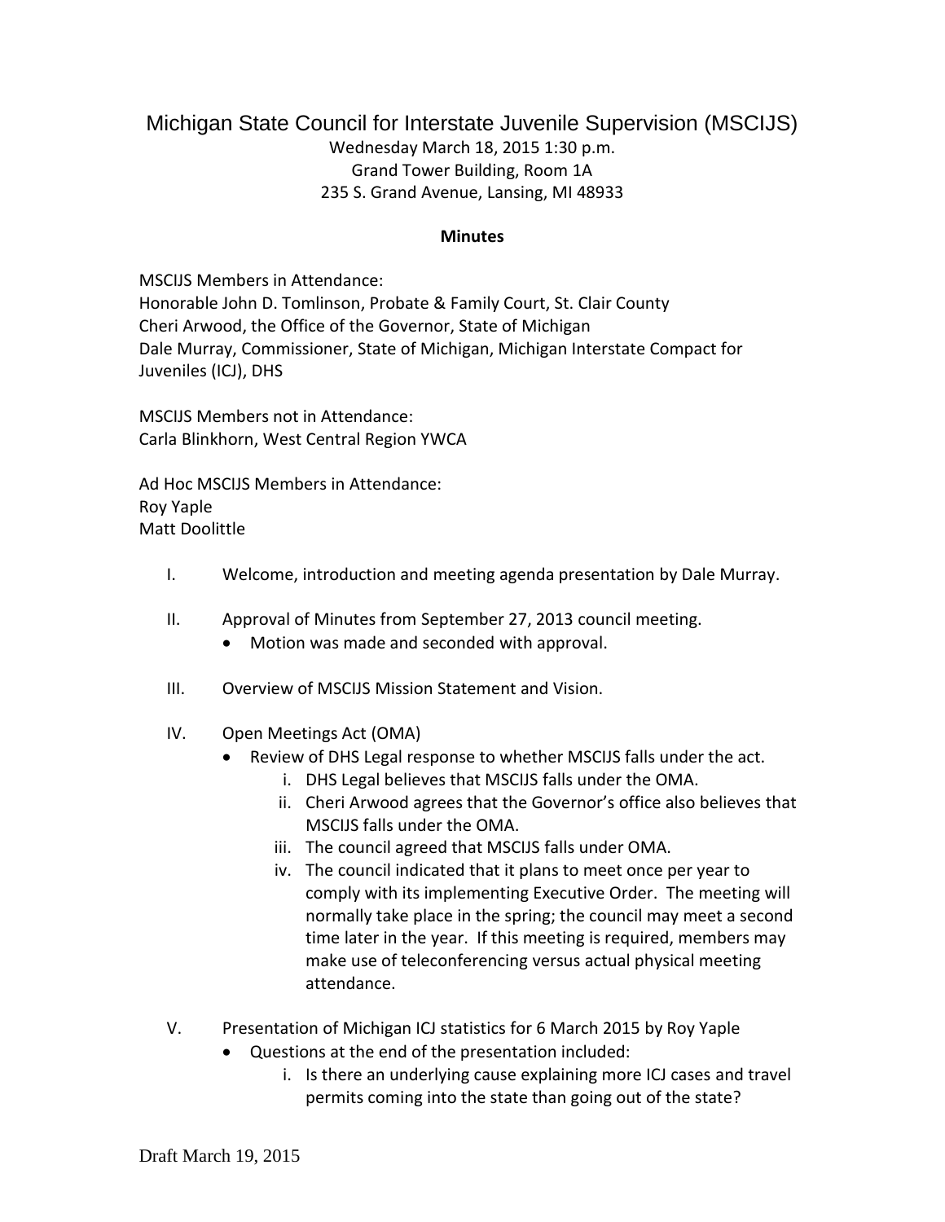# Michigan State Council for Interstate Juvenile Supervision (MSCIJS)

Wednesday March 18, 2015 1:30 p.m.
Grand Tower Building, Room 1A
235 S. Grand Avenue, Lansing, MI 48933

**Minutes**

MSCIJS Members in Attendance:
Honorable John D. Tomlinson, Probate & Family Court, St. Clair County
Cheri Arwood, the Office of the Governor, State of Michigan
Dale Murray, Commissioner, State of Michigan, Michigan Interstate Compact for Juveniles (ICJ), DHS

MSCIJS Members not in Attendance:
Carla Blinkhorn, West Central Region YWCA

Ad Hoc MSCIJS Members in Attendance:
Roy Yaple
Matt Doolittle

I. Welcome, introduction and meeting agenda presentation by Dale Murray.

II. Approval of Minutes from September 27, 2013 council meeting.
   - Motion was made and seconded with approval.

III. Overview of MSCIJS Mission Statement and Vision.

IV. Open Meetings Act (OMA)
   - Review of DHS Legal response to whether MSCIJS falls under the act.
      i. DHS Legal believes that MSCIJS falls under the OMA.
      ii. Cheri Arwood agrees that the Governor's office also believes that MSCIJS falls under the OMA.
      iii. The council agreed that MSCIJS falls under OMA.
      iv. The council indicated that it plans to meet once per year to comply with its implementing Executive Order. The meeting will normally take place in the spring; the council may meet a second time later in the year. If this meeting is required, members may make use of teleconferencing versus actual physical meeting attendance.

V. Presentation of Michigan ICJ statistics for 6 March 2015 by Roy Yaple
   - Questions at the end of the presentation included:
      i. Is there an underlying cause explaining more ICJ cases and travel permits coming into the state than going out of the state?

Draft March 19, 2015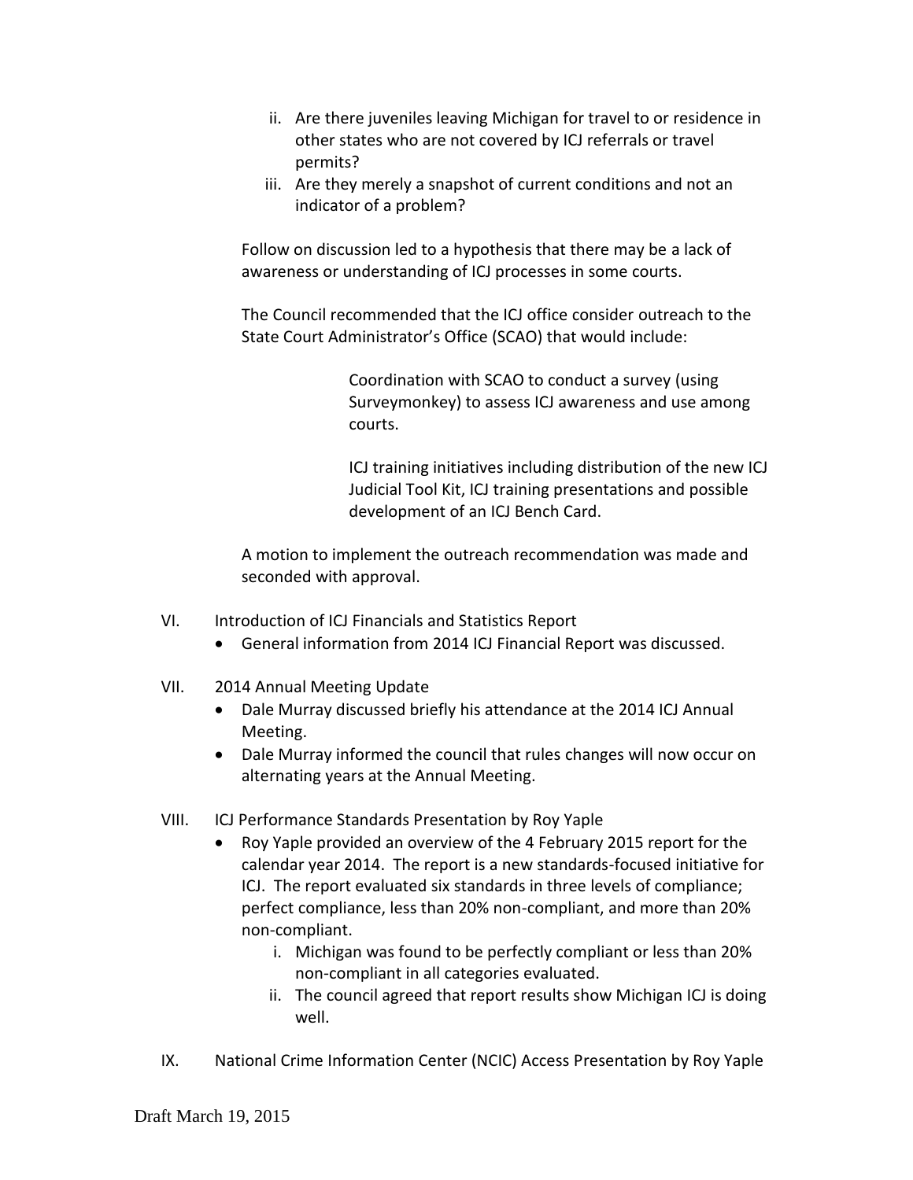ii. Are there juveniles leaving Michigan for travel to or residence in other states who are not covered by ICJ referrals or travel permits?

iii. Are they merely a snapshot of current conditions and not an indicator of a problem?

Follow on discussion led to a hypothesis that there may be a lack of awareness or understanding of ICJ processes in some courts.

The Council recommended that the ICJ office consider outreach to the State Court Administrator's Office (SCAO) that would include:

> Coordination with SCAO to conduct a survey (using Surveymonkey) to assess ICJ awareness and use among courts.
>
> ICJ training initiatives including distribution of the new ICJ Judicial Tool Kit, ICJ training presentations and possible development of an ICJ Bench Card.

A motion to implement the outreach recommendation was made and seconded with approval.

VI. Introduction of ICJ Financials and Statistics Report

- General information from 2014 ICJ Financial Report was discussed.

VII. 2014 Annual Meeting Update

- Dale Murray discussed briefly his attendance at the 2014 ICJ Annual Meeting.
- Dale Murray informed the council that rules changes will now occur on alternating years at the Annual Meeting.

VIII. ICJ Performance Standards Presentation by Roy Yaple

- Roy Yaple provided an overview of the 4 February 2015 report for the calendar year 2014. The report is a new standards-focused initiative for ICJ. The report evaluated six standards in three levels of compliance; perfect compliance, less than 20% non-compliant, and more than 20% non-compliant.
    i. Michigan was found to be perfectly compliant or less than 20% non-compliant in all categories evaluated.
    ii. The council agreed that report results show Michigan ICJ is doing well.

IX. National Crime Information Center (NCIC) Access Presentation by Roy Yaple

Draft March 19, 2015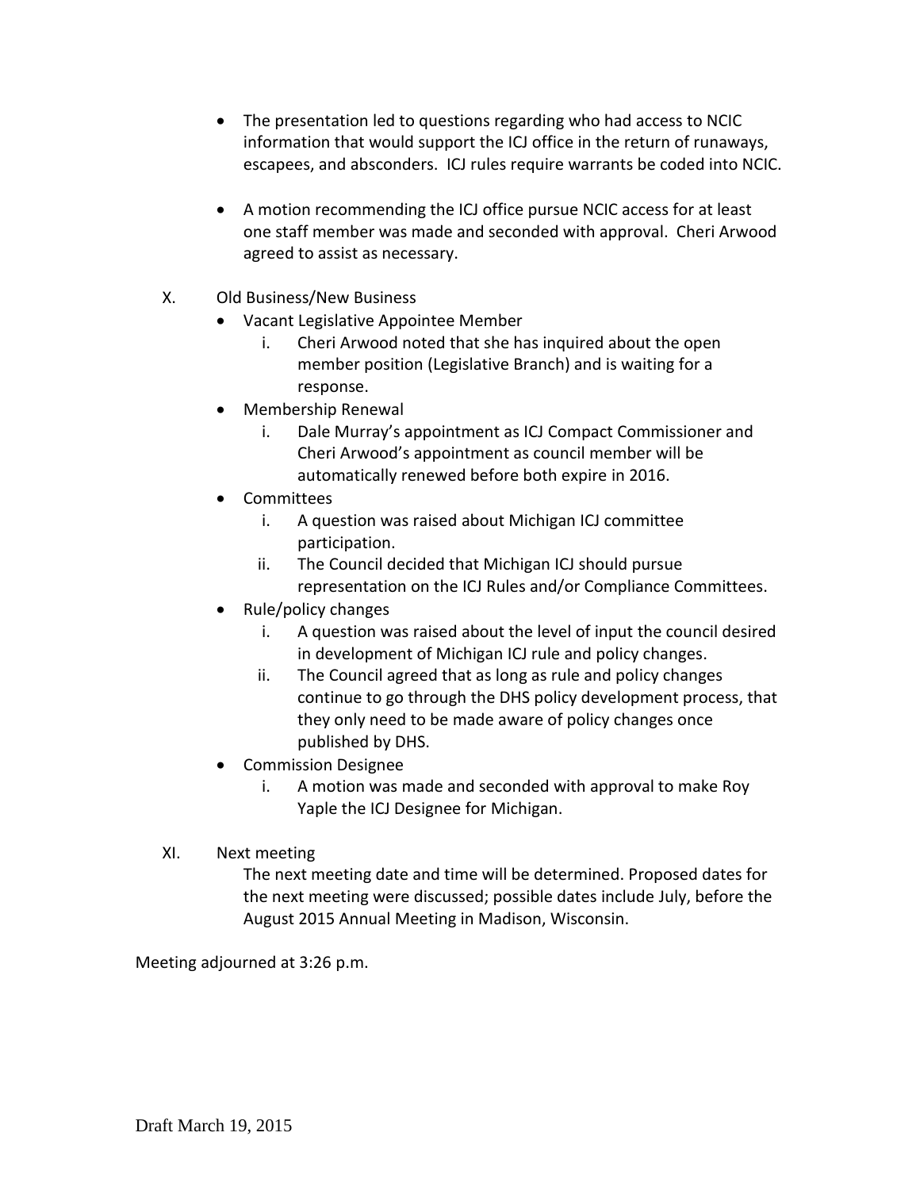- The presentation led to questions regarding who had access to NCIC information that would support the ICJ office in the return of runaways, escapees, and absconders. ICJ rules require warrants be coded into NCIC.

- A motion recommending the ICJ office pursue NCIC access for at least one staff member was made and seconded with approval. Cheri Arwood agreed to assist as necessary.

X. Old Business/New Business

- Vacant Legislative Appointee Member
    i. Cheri Arwood noted that she has inquired about the open member position (Legislative Branch) and is waiting for a response.
- Membership Renewal
    i. Dale Murray's appointment as ICJ Compact Commissioner and Cheri Arwood's appointment as council member will be automatically renewed before both expire in 2016.
- Committees
    i. A question was raised about Michigan ICJ committee participation.
    ii. The Council decided that Michigan ICJ should pursue representation on the ICJ Rules and/or Compliance Committees.
- Rule/policy changes
    i. A question was raised about the level of input the council desired in development of Michigan ICJ rule and policy changes.
    ii. The Council agreed that as long as rule and policy changes continue to go through the DHS policy development process, that they only need to be made aware of policy changes once published by DHS.
- Commission Designee
    i. A motion was made and seconded with approval to make Roy Yaple the ICJ Designee for Michigan.

XI. Next meeting

The next meeting date and time will be determined. Proposed dates for the next meeting were discussed; possible dates include July, before the August 2015 Annual Meeting in Madison, Wisconsin.

Meeting adjourned at 3:26 p.m.

Draft March 19, 2015